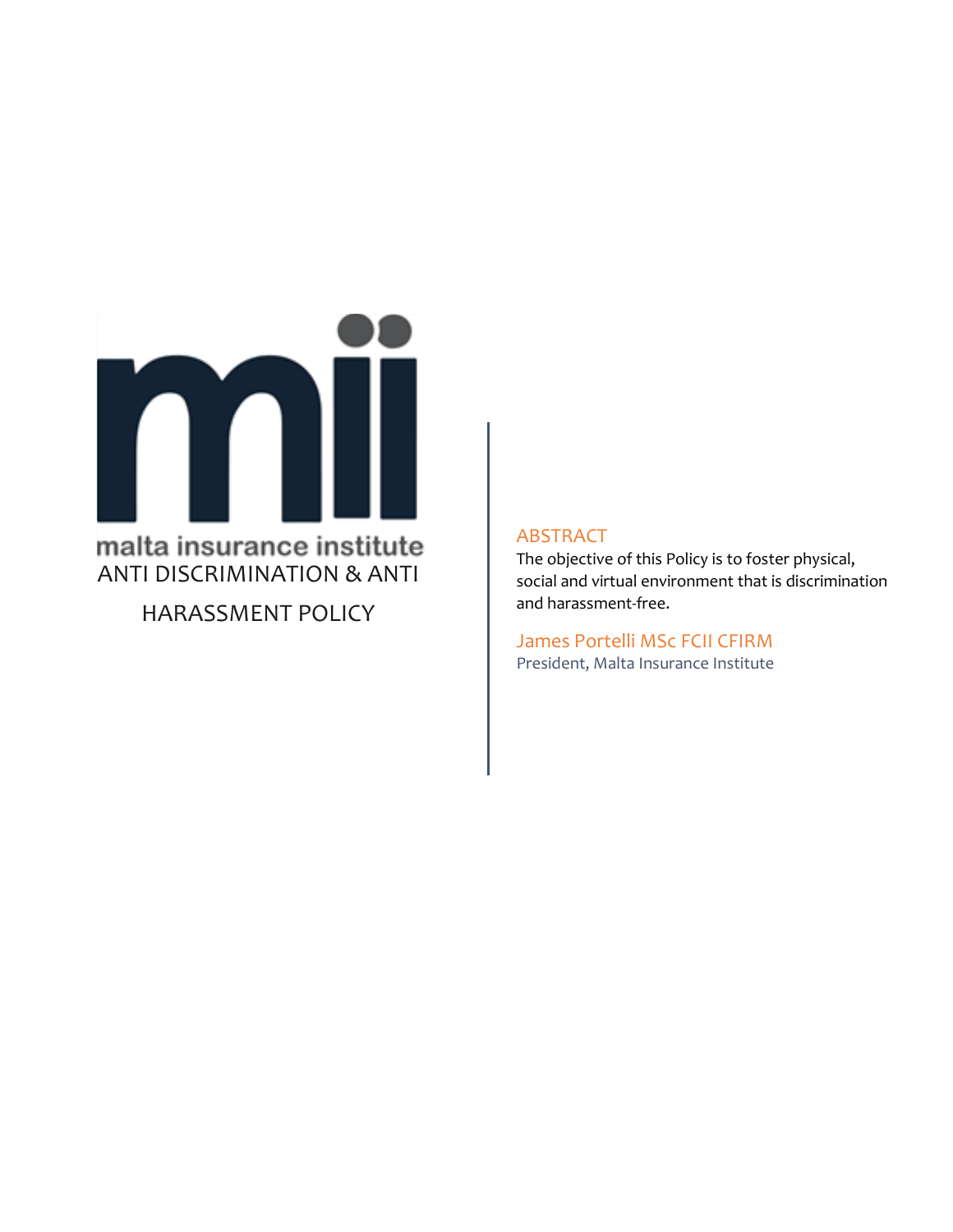malta insurance institute

# ANTI DISCRIMINATION & ANTI HARASSMENT POLICY

## ABSTRACT

The objective of this Policy is to foster physical, social and virtual environment that is discrimination and harassment-free.

**James Portelli MSc FCII CFIRM**
President, Malta Insurance Institute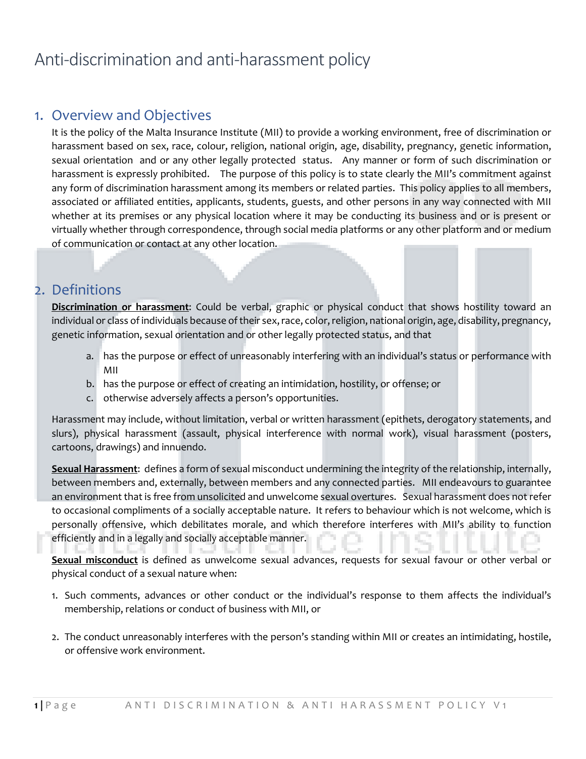# Anti-discrimination and anti-harassment policy

## 1. Overview and Objectives

It is the policy of the Malta Insurance Institute (MII) to provide a working environment, free of discrimination or harassment based on sex, race, colour, religion, national origin, age, disability, pregnancy, genetic information, sexual orientation and or any other legally protected status. Any manner or form of such discrimination or harassment is expressly prohibited. The purpose of this policy is to state clearly the MII's commitment against any form of discrimination harassment among its members or related parties. This policy applies to all members, associated or affiliated entities, applicants, students, guests, and other persons in any way connected with MII whether at its premises or any physical location where it may be conducting its business and or is present or virtually whether through correspondence, through social media platforms or any other platform and or medium of communication or contact at any other location.

## 2. Definitions

**Discrimination or harassment**: Could be verbal, graphic or physical conduct that shows hostility toward an individual or class of individuals because of their sex, race, color, religion, national origin, age, disability, pregnancy, genetic information, sexual orientation and or other legally protected status, and that

a. has the purpose or effect of unreasonably interfering with an individual's status or performance with MII
b. has the purpose or effect of creating an intimidation, hostility, or offense; or
c. otherwise adversely affects a person's opportunities.

Harassment may include, without limitation, verbal or written harassment (epithets, derogatory statements, and slurs), physical harassment (assault, physical interference with normal work), visual harassment (posters, cartoons, drawings) and innuendo.

**Sexual Harassment**: defines a form of sexual misconduct undermining the integrity of the relationship, internally, between members and, externally, between members and any connected parties. MII endeavours to guarantee an environment that is free from unsolicited and unwelcome sexual overtures. Sexual harassment does not refer to occasional compliments of a socially acceptable nature. It refers to behaviour which is not welcome, which is personally offensive, which debilitates morale, and which therefore interferes with MII's ability to function efficiently and in a legally and socially acceptable manner.

**Sexual misconduct** is defined as unwelcome sexual advances, requests for sexual favour or other verbal or physical conduct of a sexual nature when:

1. Such comments, advances or other conduct or the individual's response to them affects the individual's membership, relations or conduct of business with MII, or

2. The conduct unreasonably interferes with the person's standing within MII or creates an intimidating, hostile, or offensive work environment.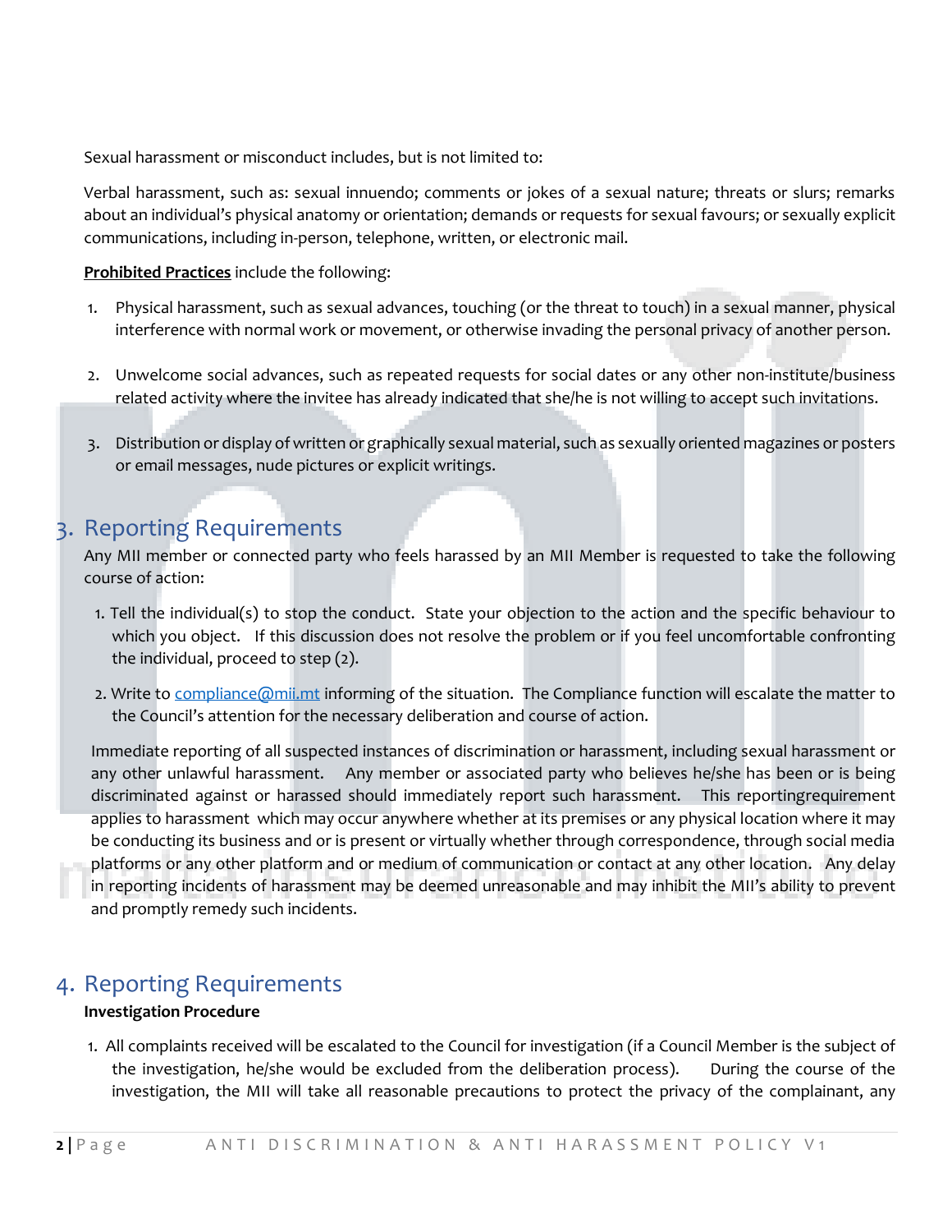Sexual harassment or misconduct includes, but is not limited to:

Verbal harassment, such as: sexual innuendo; comments or jokes of a sexual nature; threats or slurs; remarks about an individual's physical anatomy or orientation; demands or requests for sexual favours; or sexually explicit communications, including in-person, telephone, written, or electronic mail.

**Prohibited Practices** include the following:

1. Physical harassment, such as sexual advances, touching (or the threat to touch) in a sexual manner, physical interference with normal work or movement, or otherwise invading the personal privacy of another person.

2. Unwelcome social advances, such as repeated requests for social dates or any other non-institute/business related activity where the invitee has already indicated that she/he is not willing to accept such invitations.

3. Distribution or display of written or graphically sexual material, such as sexually oriented magazines or posters or email messages, nude pictures or explicit writings.

## 3. Reporting Requirements

Any MII member or connected party who feels harassed by an MII Member is requested to take the following course of action:

1. Tell the individual(s) to stop the conduct. State your objection to the action and the specific behaviour to which you object. If this discussion does not resolve the problem or if you feel uncomfortable confronting the individual, proceed to step (2).
2. Write to compliance@mii.mt informing of the situation. The Compliance function will escalate the matter to the Council's attention for the necessary deliberation and course of action.

Immediate reporting of all suspected instances of discrimination or harassment, including sexual harassment or any other unlawful harassment. Any member or associated party who believes he/she has been or is being discriminated against or harassed should immediately report such harassment. This reportingrequirement applies to harassment which may occur anywhere whether at its premises or any physical location where it may be conducting its business and or is present or virtually whether through correspondence, through social media platforms or any other platform and or medium of communication or contact at any other location. Any delay in reporting incidents of harassment may be deemed unreasonable and may inhibit the MII's ability to prevent and promptly remedy such incidents.

## 4. Reporting Requirements

**Investigation Procedure**

1. All complaints received will be escalated to the Council for investigation (if a Council Member is the subject of the investigation, he/she would be excluded from the deliberation process). During the course of the investigation, the MII will take all reasonable precautions to protect the privacy of the complainant, any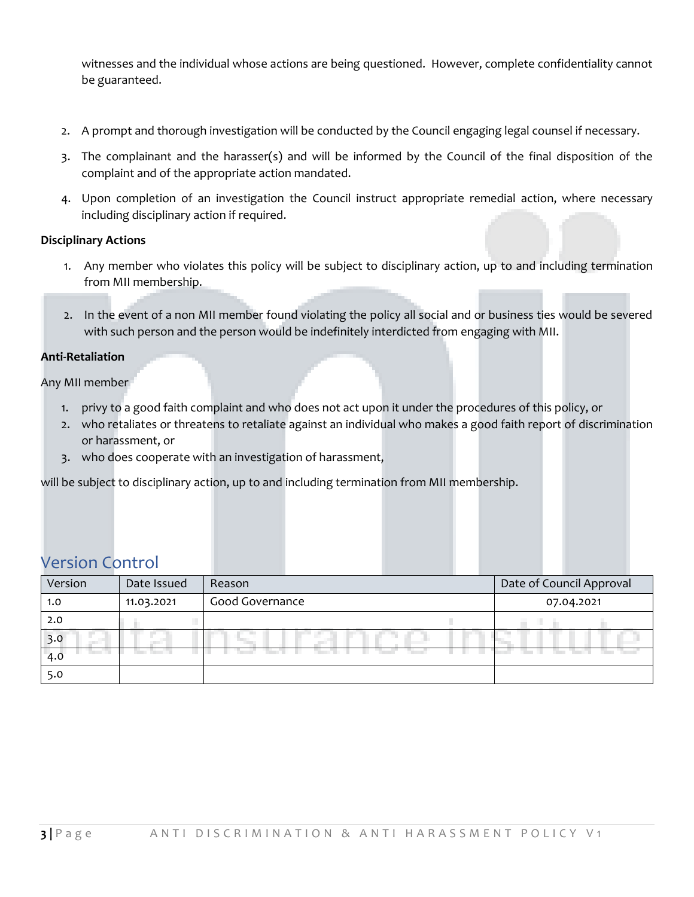witnesses and the individual whose actions are being questioned. However, complete confidentiality cannot be guaranteed.

2. A prompt and thorough investigation will be conducted by the Council engaging legal counsel if necessary.
3. The complainant and the harasser(s) and will be informed by the Council of the final disposition of the complaint and of the appropriate action mandated.
4. Upon completion of an investigation the Council instruct appropriate remedial action, where necessary including disciplinary action if required.

**Disciplinary Actions**

1. Any member who violates this policy will be subject to disciplinary action, up to and including termination from MII membership.
2. In the event of a non MII member found violating the policy all social and or business ties would be severed with such person and the person would be indefinitely interdicted from engaging with MII.

**Anti-Retaliation**

Any MII member

1. privy to a good faith complaint and who does not act upon it under the procedures of this policy, or
2. who retaliates or threatens to retaliate against an individual who makes a good faith report of discrimination or harassment, or
3. who does cooperate with an investigation of harassment,

will be subject to disciplinary action, up to and including termination from MII membership.

## Version Control

| Version | Date Issued | Reason | Date of Council Approval |
|---|---|---|---|
| 1.0 | 11.03.2021 | Good Governance | 07.04.2021 |
| 2.0 | | | |
| 3.0 | | | |
| 4.0 | | | |
| 5.0 | | | |